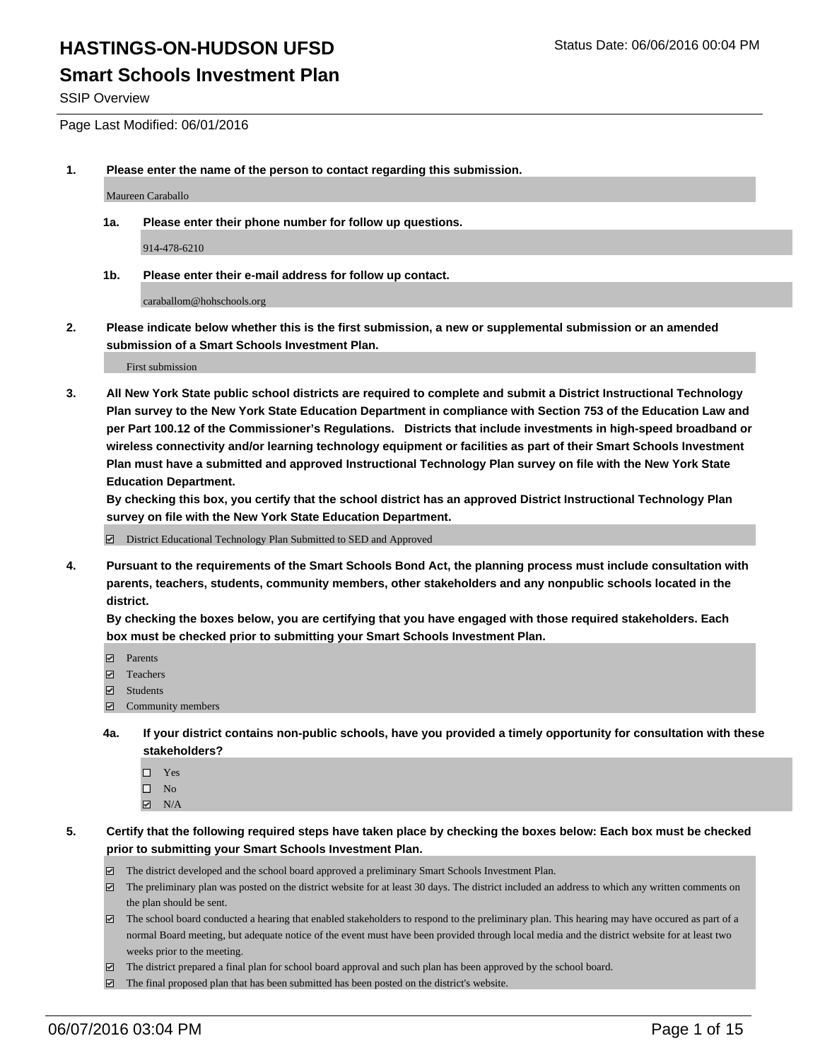# HASTINGS-ON-HUDSON UFSD

Status Date: 06/06/2016 00:04 PM

## Smart Schools Investment Plan

SSIP Overview

Page Last Modified: 06/01/2016

1. **Please enter the name of the person to contact regarding this submission.**

   Maureen Caraballo

   1a. **Please enter their phone number for follow up questions.**

   914-478-6210

   1b. **Please enter their e-mail address for follow up contact.**

   caraballom@hohschools.org

2. **Please indicate below whether this is the first submission, a new or supplemental submission or an amended submission of a Smart Schools Investment Plan.**

   First submission

3. **All New York State public school districts are required to complete and submit a District Instructional Technology Plan survey to the New York State Education Department in compliance with Section 753 of the Education Law and per Part 100.12 of the Commissioner's Regulations. Districts that include investments in high-speed broadband or wireless connectivity and/or learning technology equipment or facilities as part of their Smart Schools Investment Plan must have a submitted and approved Instructional Technology Plan survey on file with the New York State Education Department.**
   **By checking this box, you certify that the school district has an approved District Instructional Technology Plan survey on file with the New York State Education Department.**

   ☑ District Educational Technology Plan Submitted to SED and Approved

4. **Pursuant to the requirements of the Smart Schools Bond Act, the planning process must include consultation with parents, teachers, students, community members, other stakeholders and any nonpublic schools located in the district.**
   **By checking the boxes below, you are certifying that you have engaged with those required stakeholders. Each box must be checked prior to submitting your Smart Schools Investment Plan.**

   ☑ Parents
   ☑ Teachers
   ☑ Students
   ☑ Community members

   4a. **If your district contains non-public schools, have you provided a timely opportunity for consultation with these stakeholders?**

   ☐ Yes
   ☐ No
   ☑ N/A

5. **Certify that the following required steps have taken place by checking the boxes below: Each box must be checked prior to submitting your Smart Schools Investment Plan.**

   ☑ The district developed and the school board approved a preliminary Smart Schools Investment Plan.
   ☑ The preliminary plan was posted on the district website for at least 30 days. The district included an address to which any written comments on the plan should be sent.
   ☑ The school board conducted a hearing that enabled stakeholders to respond to the preliminary plan. This hearing may have occured as part of a normal Board meeting, but adequate notice of the event must have been provided through local media and the district website for at least two weeks prior to the meeting.
   ☑ The district prepared a final plan for school board approval and such plan has been approved by the school board.
   ☑ The final proposed plan that has been submitted has been posted on the district's website.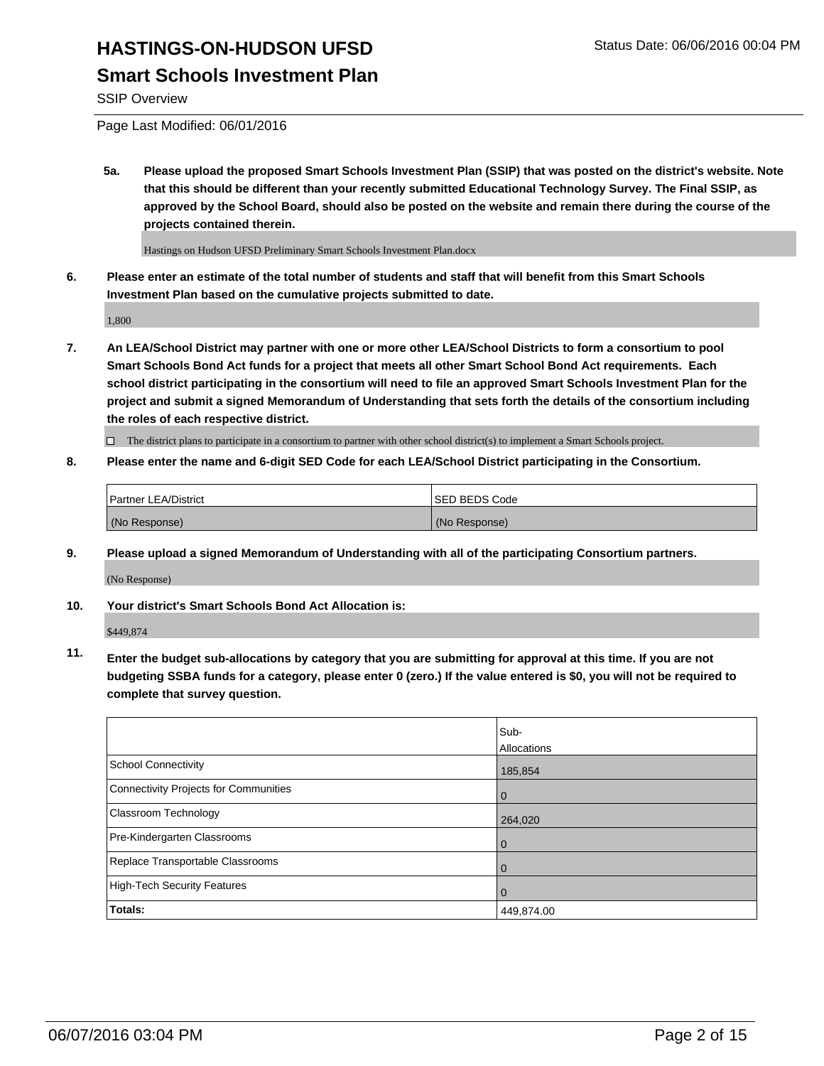# HASTINGS-ON-HUDSON UFSD

## Smart Schools Investment Plan

SSIP Overview

Page Last Modified: 06/01/2016

**5a. Please upload the proposed Smart Schools Investment Plan (SSIP) that was posted on the district's website. Note that this should be different than your recently submitted Educational Technology Survey. The Final SSIP, as approved by the School Board, should also be posted on the website and remain there during the course of the projects contained therein.**

Hastings on Hudson UFSD Preliminary Smart Schools Investment Plan.docx

**6. Please enter an estimate of the total number of students and staff that will benefit from this Smart Schools Investment Plan based on the cumulative projects submitted to date.**

1,800

**7. An LEA/School District may partner with one or more other LEA/School Districts to form a consortium to pool Smart Schools Bond Act funds for a project that meets all other Smart School Bond Act requirements. Each school district participating in the consortium will need to file an approved Smart Schools Investment Plan for the project and submit a signed Memorandum of Understanding that sets forth the details of the consortium including the roles of each respective district.**

☐ The district plans to participate in a consortium to partner with other school district(s) to implement a Smart Schools project.

**8. Please enter the name and 6-digit SED Code for each LEA/School District participating in the Consortium.**

| Partner LEA/District | SED BEDS Code |
|---|---|
| (No Response) | (No Response) |

**9. Please upload a signed Memorandum of Understanding with all of the participating Consortium partners.**

(No Response)

**10. Your district's Smart Schools Bond Act Allocation is:**

$449,874

**11. Enter the budget sub-allocations by category that you are submitting for approval at this time. If you are not budgeting SSBA funds for a category, please enter 0 (zero.) If the value entered is $0, you will not be required to complete that survey question.**

| | Sub-Allocations |
|---|---|
| School Connectivity | 185,854 |
| Connectivity Projects for Communities | 0 |
| Classroom Technology | 264,020 |
| Pre-Kindergarten Classrooms | 0 |
| Replace Transportable Classrooms | 0 |
| High-Tech Security Features | 0 |
| **Totals:** | 449,874.00 |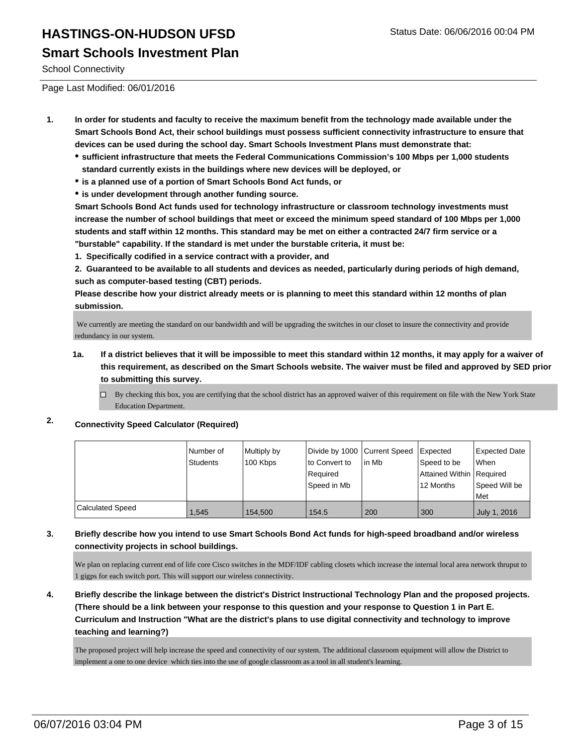# HASTINGS-ON-HUDSON UFSD

Status Date: 06/06/2016 00:04 PM

## Smart Schools Investment Plan

School Connectivity

Page Last Modified: 06/01/2016

1. **In order for students and faculty to receive the maximum benefit from the technology made available under the Smart Schools Bond Act, their school buildings must possess sufficient connectivity infrastructure to ensure that devices can be used during the school day. Smart Schools Investment Plans must demonstrate that:**
   - **sufficient infrastructure that meets the Federal Communications Commission's 100 Mbps per 1,000 students standard currently exists in the buildings where new devices will be deployed, or**
   - **is a planned use of a portion of Smart Schools Bond Act funds, or**
   - **is under development through another funding source.**

   **Smart Schools Bond Act funds used for technology infrastructure or classroom technology investments must increase the number of school buildings that meet or exceed the minimum speed standard of 100 Mbps per 1,000 students and staff within 12 months. This standard may be met on either a contracted 24/7 firm service or a "burstable" capability. If the standard is met under the burstable criteria, it must be:**

   **1. Specifically codified in a service contract with a provider, and**

   **2. Guaranteed to be available to all students and devices as needed, particularly during periods of high demand, such as computer-based testing (CBT) periods.**

   **Please describe how your district already meets or is planning to meet this standard within 12 months of plan submission.**

   We currently are meeting the standard on our bandwidth and will be upgrading the switches in our closet to insure the connectivity and provide redundancy in our system.

   1a. **If a district believes that it will be impossible to meet this standard within 12 months, it may apply for a waiver of this requirement, as described on the Smart Schools website. The waiver must be filed and approved by SED prior to submitting this survey.**

   ☐ By checking this box, you are certifying that the school district has an approved waiver of this requirement on file with the New York State Education Department.

2. **Connectivity Speed Calculator (Required)**

| | Number of Students | Multiply by 100 Kbps | Divide by 1000 to Convert to Required Speed in Mb | Current Speed in Mb | Expected Speed to be Attained Within 12 Months | Expected Date When Required Speed Will be Met |
|---|---|---|---|---|---|---|
| Calculated Speed | 1,545 | 154,500 | 154.5 | 200 | 300 | July 1, 2016 |

3. **Briefly describe how you intend to use Smart Schools Bond Act funds for high-speed broadband and/or wireless connectivity projects in school buildings.**

   We plan on replacing current end of life core Cisco switches in the MDF/IDF cabling closets which increase the internal local area network thruput to 1 gigps for each switch port. This will support our wireless connectivity.

4. **Briefly describe the linkage between the district's District Instructional Technology Plan and the proposed projects. (There should be a link between your response to this question and your response to Question 1 in Part E. Curriculum and Instruction "What are the district's plans to use digital connectivity and technology to improve teaching and learning?)**

   The proposed project will help increase the speed and connectivity of our system. The additional classroom equipment will allow the District to implement a one to one device which ties into the use of google classroom as a tool in all student's learning.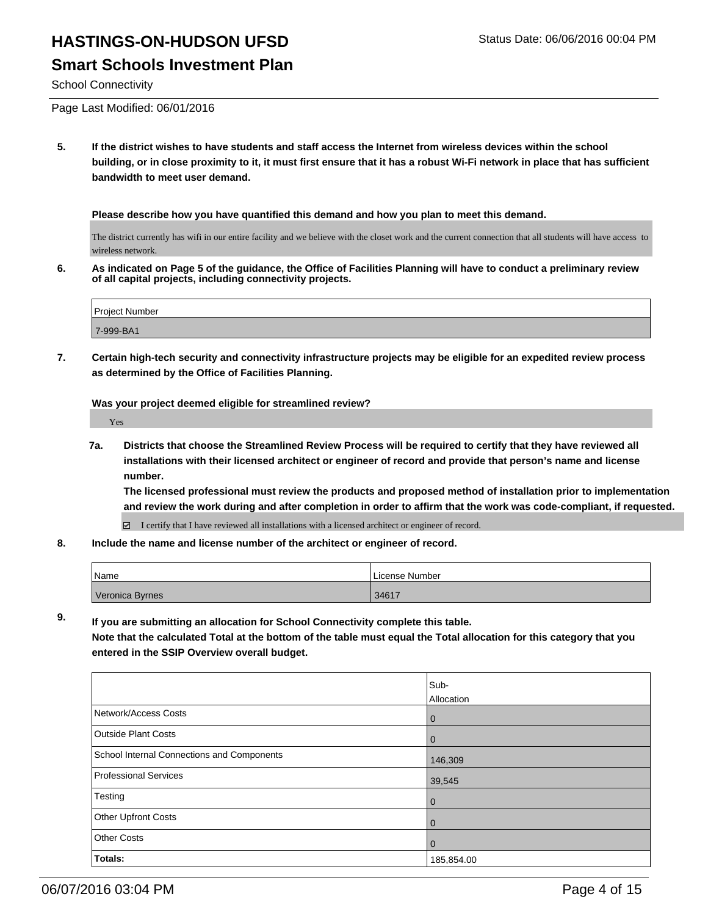# HASTINGS-ON-HUDSON UFSD

## Smart Schools Investment Plan

School Connectivity

Page Last Modified: 06/01/2016

**5. If the district wishes to have students and staff access the Internet from wireless devices within the school building, or in close proximity to it, it must first ensure that it has a robust Wi-Fi network in place that has sufficient bandwidth to meet user demand.**

**Please describe how you have quantified this demand and how you plan to meet this demand.**

The district currently has wifi in our entire facility and we believe with the closet work and the current connection that all students will have access to wireless network.

**6. As indicated on Page 5 of the guidance, the Office of Facilities Planning will have to conduct a preliminary review of all capital projects, including connectivity projects.**

| Project Number |
| --- |
| 7-999-BA1 |

**7. Certain high-tech security and connectivity infrastructure projects may be eligible for an expedited review process as determined by the Office of Facilities Planning.**

**Was your project deemed eligible for streamlined review?**

Yes

**7a. Districts that choose the Streamlined Review Process will be required to certify that they have reviewed all installations with their licensed architect or engineer of record and provide that person's name and license number.**
**The licensed professional must review the products and proposed method of installation prior to implementation and review the work during and after completion in order to affirm that the work was code-compliant, if requested.**

☑ I certify that I have reviewed all installations with a licensed architect or engineer of record.

**8. Include the name and license number of the architect or engineer of record.**

| Name | License Number |
| --- | --- |
| Veronica Byrnes | 34617 |

**9. If you are submitting an allocation for School Connectivity complete this table.**
**Note that the calculated Total at the bottom of the table must equal the Total allocation for this category that you entered in the SSIP Overview overall budget.**

| | Sub-Allocation |
| --- | --- |
| Network/Access Costs | 0 |
| Outside Plant Costs | 0 |
| School Internal Connections and Components | 146,309 |
| Professional Services | 39,545 |
| Testing | 0 |
| Other Upfront Costs | 0 |
| Other Costs | 0 |
| **Totals:** | 185,854.00 |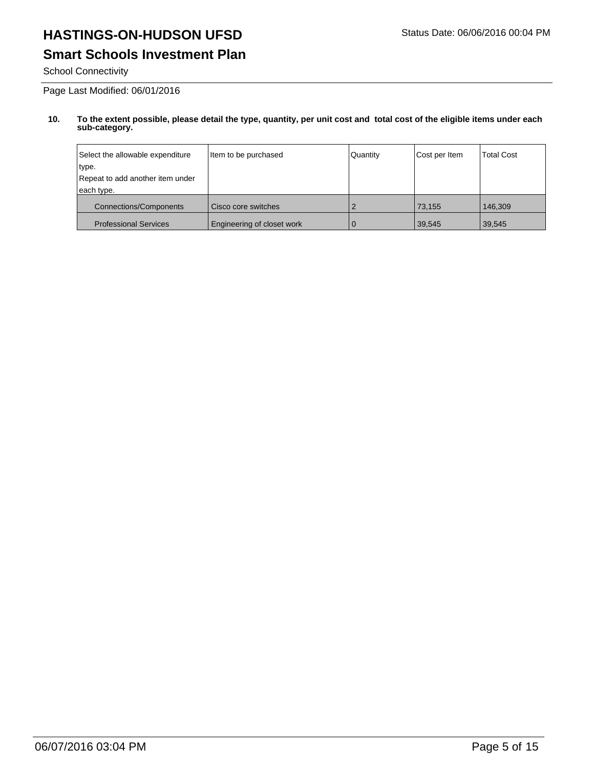# HASTINGS-ON-HUDSON UFSD

Status Date: 06/06/2016 00:04 PM

## Smart Schools Investment Plan

School Connectivity

Page Last Modified: 06/01/2016

**10. To the extent possible, please detail the type, quantity, per unit cost and total cost of the eligible items under each sub-category.**

| Select the allowable expenditure type. Repeat to add another item under each type. | Item to be purchased | Quantity | Cost per Item | Total Cost |
| --- | --- | --- | --- | --- |
| Connections/Components | Cisco core switches | 2 | 73,155 | 146,309 |
| Professional Services | Engineering of closet work | 0 | 39,545 | 39,545 |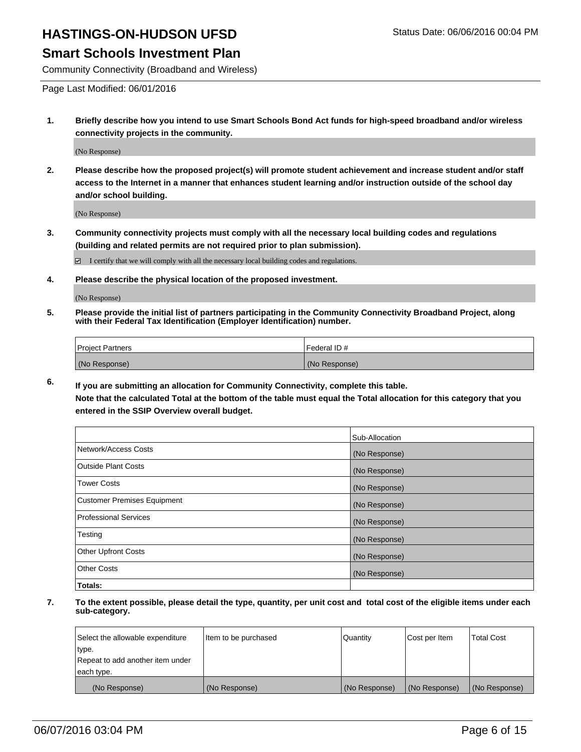# HASTINGS-ON-HUDSON UFSD

Status Date: 06/06/2016 00:04 PM

## Smart Schools Investment Plan

Community Connectivity (Broadband and Wireless)

Page Last Modified: 06/01/2016

**1. Briefly describe how you intend to use Smart Schools Bond Act funds for high-speed broadband and/or wireless connectivity projects in the community.**

(No Response)

**2. Please describe how the proposed project(s) will promote student achievement and increase student and/or staff access to the Internet in a manner that enhances student learning and/or instruction outside of the school day and/or school building.**

(No Response)

**3. Community connectivity projects must comply with all the necessary local building codes and regulations (building and related permits are not required prior to plan submission).**

☑ I certify that we will comply with all the necessary local building codes and regulations.

**4. Please describe the physical location of the proposed investment.**

(No Response)

**5. Please provide the initial list of partners participating in the Community Connectivity Broadband Project, along with their Federal Tax Identification (Employer Identification) number.**

| Project Partners | Federal ID # |
| --- | --- |
| (No Response) | (No Response) |

**6. If you are submitting an allocation for Community Connectivity, complete this table.**
**Note that the calculated Total at the bottom of the table must equal the Total allocation for this category that you entered in the SSIP Overview overall budget.**

| | Sub-Allocation |
| --- | --- |
| Network/Access Costs | (No Response) |
| Outside Plant Costs | (No Response) |
| Tower Costs | (No Response) |
| Customer Premises Equipment | (No Response) |
| Professional Services | (No Response) |
| Testing | (No Response) |
| Other Upfront Costs | (No Response) |
| Other Costs | (No Response) |
| **Totals:** | |

**7. To the extent possible, please detail the type, quantity, per unit cost and total cost of the eligible items under each sub-category.**

| Select the allowable expenditure type. Repeat to add another item under each type. | Item to be purchased | Quantity | Cost per Item | Total Cost |
| --- | --- | --- | --- | --- |
| (No Response) | (No Response) | (No Response) | (No Response) | (No Response) |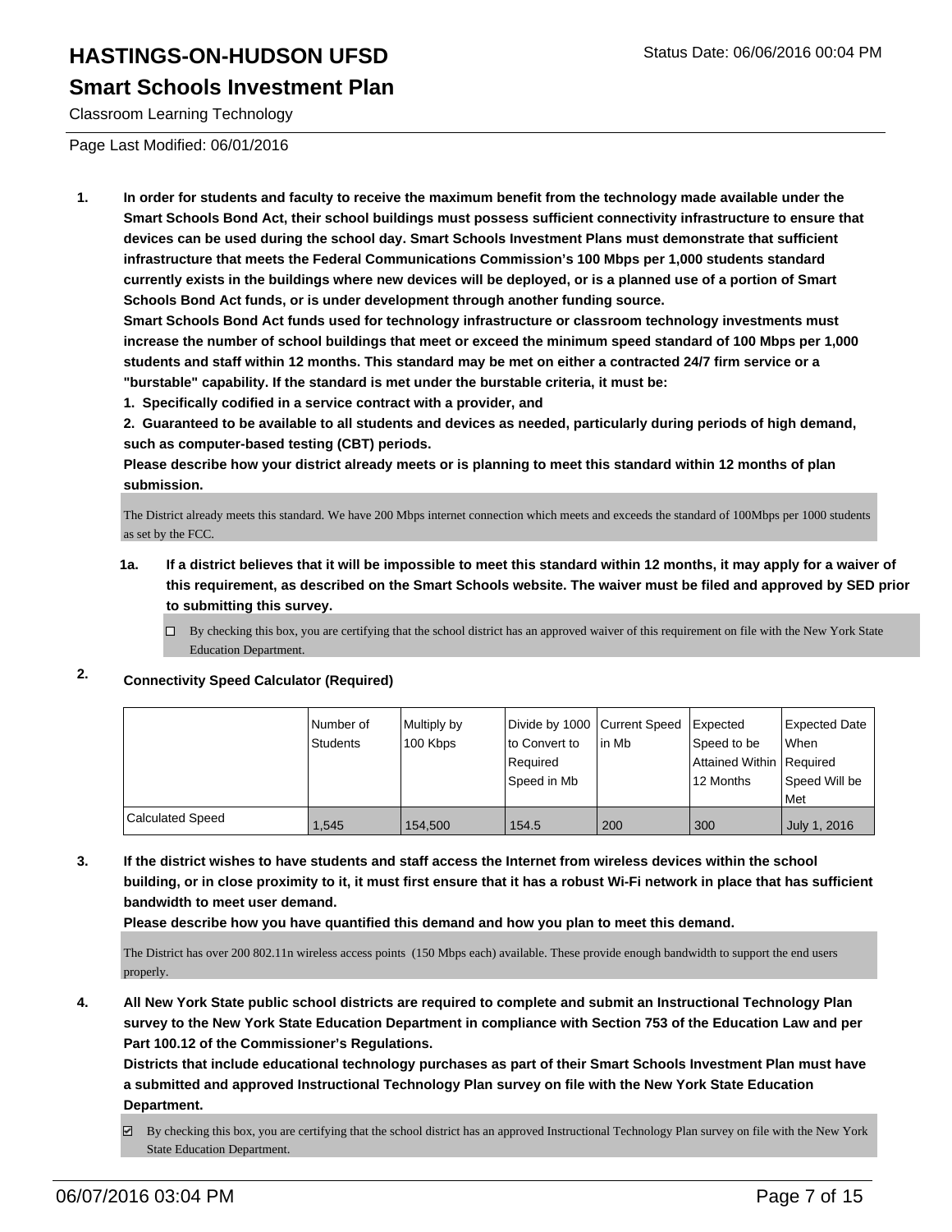# HASTINGS-ON-HUDSON UFSD

Status Date: 06/06/2016 00:04 PM

## Smart Schools Investment Plan

Classroom Learning Technology

Page Last Modified: 06/01/2016

1. **In order for students and faculty to receive the maximum benefit from the technology made available under the Smart Schools Bond Act, their school buildings must possess sufficient connectivity infrastructure to ensure that devices can be used during the school day. Smart Schools Investment Plans must demonstrate that sufficient infrastructure that meets the Federal Communications Commission's 100 Mbps per 1,000 students standard currently exists in the buildings where new devices will be deployed, or is a planned use of a portion of Smart Schools Bond Act funds, or is under development through another funding source.**

   **Smart Schools Bond Act funds used for technology infrastructure or classroom technology investments must increase the number of school buildings that meet or exceed the minimum speed standard of 100 Mbps per 1,000 students and staff within 12 months. This standard may be met on either a contracted 24/7 firm service or a "burstable" capability. If the standard is met under the burstable criteria, it must be:**

   **1. Specifically codified in a service contract with a provider, and**

   **2. Guaranteed to be available to all students and devices as needed, particularly during periods of high demand, such as computer-based testing (CBT) periods.**

   **Please describe how your district already meets or is planning to meet this standard within 12 months of plan submission.**

   The District already meets this standard. We have 200 Mbps internet connection which meets and exceeds the standard of 100Mbps per 1000 students as set by the FCC.

   **1a. If a district believes that it will be impossible to meet this standard within 12 months, it may apply for a waiver of this requirement, as described on the Smart Schools website. The waiver must be filed and approved by SED prior to submitting this survey.**

   ☐ By checking this box, you are certifying that the school district has an approved waiver of this requirement on file with the New York State Education Department.

2. **Connectivity Speed Calculator (Required)**

| | Number of Students | Multiply by 100 Kbps | Divide by 1000 to Convert to Required Speed in Mb | Current Speed in Mb | Expected Speed to be Attained Within 12 Months | Expected Date When Required Speed Will be Met |
|---|---|---|---|---|---|---|
| Calculated Speed | 1,545 | 154,500 | 154.5 | 200 | 300 | July 1, 2016 |

3. **If the district wishes to have students and staff access the Internet from wireless devices within the school building, or in close proximity to it, it must first ensure that it has a robust Wi-Fi network in place that has sufficient bandwidth to meet user demand.**

   **Please describe how you have quantified this demand and how you plan to meet this demand.**

   The District has over 200 802.11n wireless access points (150 Mbps each) available. These provide enough bandwidth to support the end users properly.

4. **All New York State public school districts are required to complete and submit an Instructional Technology Plan survey to the New York State Education Department in compliance with Section 753 of the Education Law and per Part 100.12 of the Commissioner's Regulations.**

   **Districts that include educational technology purchases as part of their Smart Schools Investment Plan must have a submitted and approved Instructional Technology Plan survey on file with the New York State Education Department.**

   ☑ By checking this box, you are certifying that the school district has an approved Instructional Technology Plan survey on file with the New York State Education Department.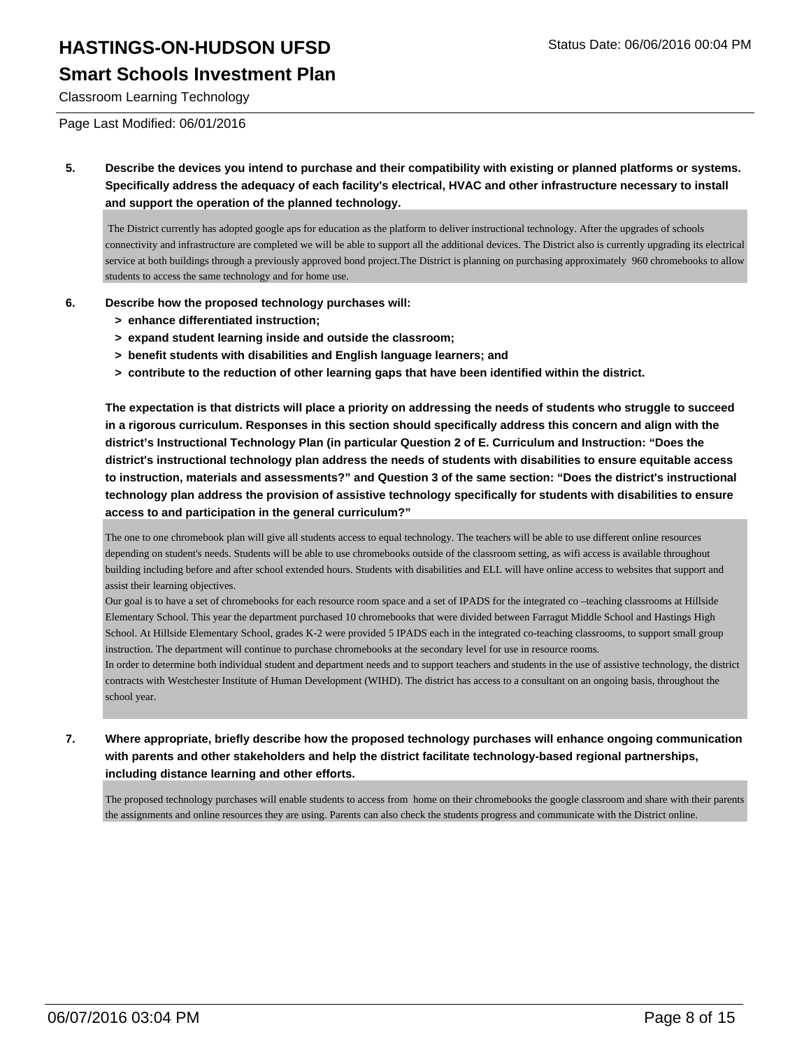# HASTINGS-ON-HUDSON UFSD

## Smart Schools Investment Plan

Classroom Learning Technology

Status Date: 06/06/2016 00:04 PM

Page Last Modified: 06/01/2016

**5. Describe the devices you intend to purchase and their compatibility with existing or planned platforms or systems. Specifically address the adequacy of each facility's electrical, HVAC and other infrastructure necessary to install and support the operation of the planned technology.**

The District currently has adopted google aps for education as the platform to deliver instructional technology. After the upgrades of schools connectivity and infrastructure are completed we will be able to support all the additional devices. The District also is currently upgrading its electrical service at both buildings through a previously approved bond project.The District is planning on purchasing approximately 960 chromebooks to allow students to access the same technology and for home use.

**6. Describe how the proposed technology purchases will:**

- **> enhance differentiated instruction;**
- **> expand student learning inside and outside the classroom;**
- **> benefit students with disabilities and English language learners; and**
- **> contribute to the reduction of other learning gaps that have been identified within the district.**

**The expectation is that districts will place a priority on addressing the needs of students who struggle to succeed in a rigorous curriculum. Responses in this section should specifically address this concern and align with the district's Instructional Technology Plan (in particular Question 2 of E. Curriculum and Instruction: "Does the district's instructional technology plan address the needs of students with disabilities to ensure equitable access to instruction, materials and assessments?" and Question 3 of the same section: "Does the district's instructional technology plan address the provision of assistive technology specifically for students with disabilities to ensure access to and participation in the general curriculum?"**

The one to one chromebook plan will give all students access to equal technology. The teachers will be able to use different online resources depending on student's needs. Students will be able to use chromebooks outside of the classroom setting, as wifi access is available throughout building including before and after school extended hours. Students with disabilities and ELL will have online access to websites that support and assist their learning objectives.

Our goal is to have a set of chromebooks for each resource room space and a set of IPADS for the integrated co –teaching classrooms at Hillside Elementary School. This year the department purchased 10 chromebooks that were divided between Farragut Middle School and Hastings High School. At Hillside Elementary School, grades K-2 were provided 5 IPADS each in the integrated co-teaching classrooms, to support small group instruction. The department will continue to purchase chromebooks at the secondary level for use in resource rooms.

In order to determine both individual student and department needs and to support teachers and students in the use of assistive technology, the district contracts with Westchester Institute of Human Development (WIHD). The district has access to a consultant on an ongoing basis, throughout the school year.

**7. Where appropriate, briefly describe how the proposed technology purchases will enhance ongoing communication with parents and other stakeholders and help the district facilitate technology-based regional partnerships, including distance learning and other efforts.**

The proposed technology purchases will enable students to access from home on their chromebooks the google classroom and share with their parents the assignments and online resources they are using. Parents can also check the students progress and communicate with the District online.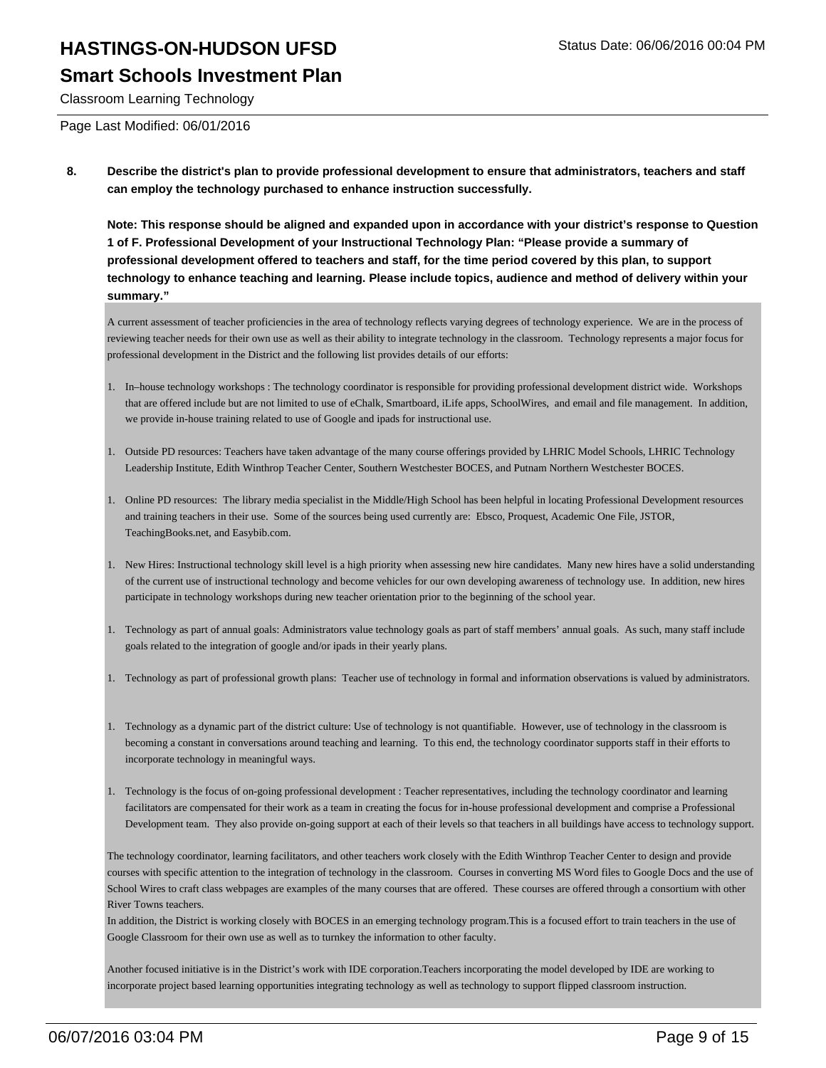**8. Describe the district's plan to provide professional development to ensure that administrators, teachers and staff can employ the technology purchased to enhance instruction successfully.**

**Note: This response should be aligned and expanded upon in accordance with your district's response to Question 1 of F. Professional Development of your Instructional Technology Plan: "Please provide a summary of professional development offered to teachers and staff, for the time period covered by this plan, to support technology to enhance teaching and learning. Please include topics, audience and method of delivery within your summary."**

A current assessment of teacher proficiencies in the area of technology reflects varying degrees of technology experience. We are in the process of reviewing teacher needs for their own use as well as their ability to integrate technology in the classroom. Technology represents a major focus for professional development in the District and the following list provides details of our efforts:

1. In–house technology workshops : The technology coordinator is responsible for providing professional development district wide. Workshops that are offered include but are not limited to use of eChalk, Smartboard, iLife apps, SchoolWires, and email and file management. In addition, we provide in-house training related to use of Google and ipads for instructional use.

1. Outside PD resources: Teachers have taken advantage of the many course offerings provided by LHRIC Model Schools, LHRIC Technology Leadership Institute, Edith Winthrop Teacher Center, Southern Westchester BOCES, and Putnam Northern Westchester BOCES.

1. Online PD resources: The library media specialist in the Middle/High School has been helpful in locating Professional Development resources and training teachers in their use. Some of the sources being used currently are: Ebsco, Proquest, Academic One File, JSTOR, TeachingBooks.net, and Easybib.com.

1. New Hires: Instructional technology skill level is a high priority when assessing new hire candidates. Many new hires have a solid understanding of the current use of instructional technology and become vehicles for our own developing awareness of technology use. In addition, new hires participate in technology workshops during new teacher orientation prior to the beginning of the school year.

1. Technology as part of annual goals: Administrators value technology goals as part of staff members' annual goals. As such, many staff include goals related to the integration of google and/or ipads in their yearly plans.

1. Technology as part of professional growth plans: Teacher use of technology in formal and information observations is valued by administrators.

1. Technology as a dynamic part of the district culture: Use of technology is not quantifiable. However, use of technology in the classroom is becoming a constant in conversations around teaching and learning. To this end, the technology coordinator supports staff in their efforts to incorporate technology in meaningful ways.

1. Technology is the focus of on-going professional development : Teacher representatives, including the technology coordinator and learning facilitators are compensated for their work as a team in creating the focus for in-house professional development and comprise a Professional Development team. They also provide on-going support at each of their levels so that teachers in all buildings have access to technology support.

The technology coordinator, learning facilitators, and other teachers work closely with the Edith Winthrop Teacher Center to design and provide courses with specific attention to the integration of technology in the classroom. Courses in converting MS Word files to Google Docs and the use of School Wires to craft class webpages are examples of the many courses that are offered. These courses are offered through a consortium with other River Towns teachers.
In addition, the District is working closely with BOCES in an emerging technology program.This is a focused effort to train teachers in the use of Google Classroom for their own use as well as to turnkey the information to other faculty.

Another focused initiative is in the District's work with IDE corporation.Teachers incorporating the model developed by IDE are working to incorporate project based learning opportunities integrating technology as well as technology to support flipped classroom instruction.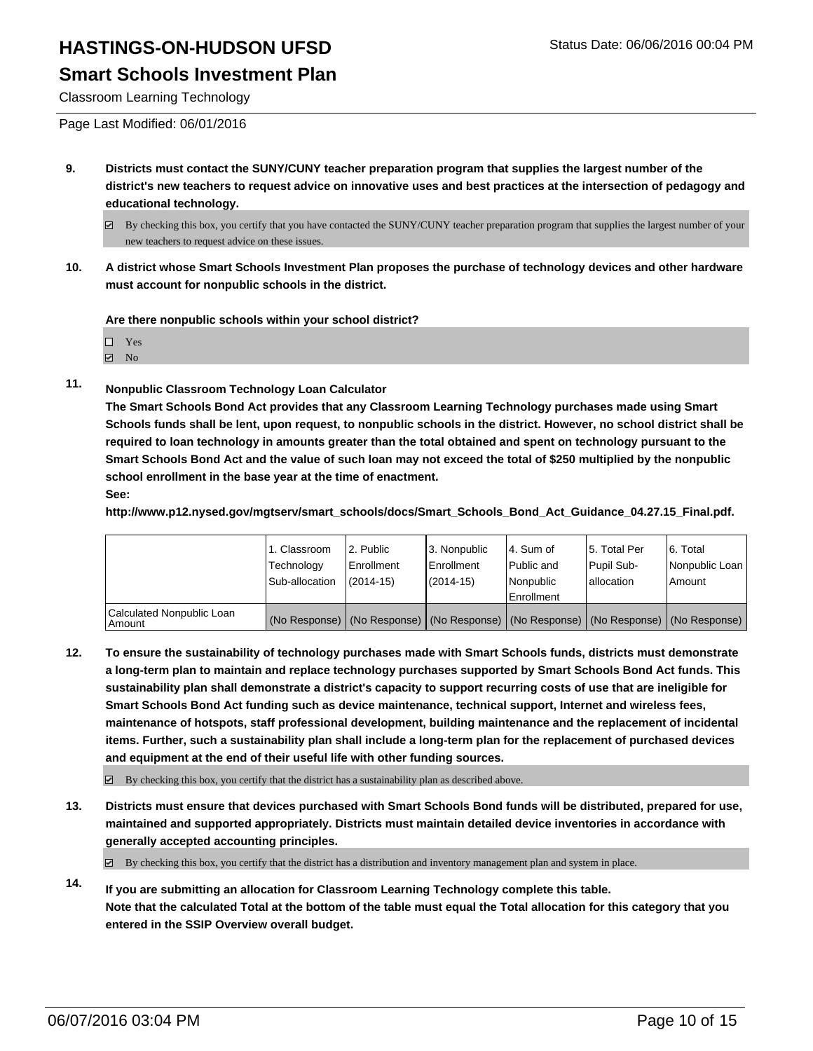# HASTINGS-ON-HUDSON UFSD

## Smart Schools Investment Plan

Classroom Learning Technology

Page Last Modified: 06/01/2016

**9. Districts must contact the SUNY/CUNY teacher preparation program that supplies the largest number of the district's new teachers to request advice on innovative uses and best practices at the intersection of pedagogy and educational technology.**

☑ By checking this box, you certify that you have contacted the SUNY/CUNY teacher preparation program that supplies the largest number of your new teachers to request advice on these issues.

**10. A district whose Smart Schools Investment Plan proposes the purchase of technology devices and other hardware must account for nonpublic schools in the district.**

**Are there nonpublic schools within your school district?**

☐ Yes
☑ No

**11. Nonpublic Classroom Technology Loan Calculator**
**The Smart Schools Bond Act provides that any Classroom Learning Technology purchases made using Smart Schools funds shall be lent, upon request, to nonpublic schools in the district. However, no school district shall be required to loan technology in amounts greater than the total obtained and spent on technology pursuant to the Smart Schools Bond Act and the value of such loan may not exceed the total of $250 multiplied by the nonpublic school enrollment in the base year at the time of enactment.**
**See:**
**http://www.p12.nysed.gov/mgtserv/smart_schools/docs/Smart_Schools_Bond_Act_Guidance_04.27.15_Final.pdf.**

| | 1. Classroom Technology Sub-allocation | 2. Public Enrollment (2014-15) | 3. Nonpublic Enrollment (2014-15) | 4. Sum of Public and Nonpublic Enrollment | 5. Total Per Pupil Sub-allocation | 6. Total Nonpublic Loan Amount |
|---|---|---|---|---|---|---|
| Calculated Nonpublic Loan Amount | (No Response) | (No Response) | (No Response) | (No Response) | (No Response) | (No Response) |

**12. To ensure the sustainability of technology purchases made with Smart Schools funds, districts must demonstrate a long-term plan to maintain and replace technology purchases supported by Smart Schools Bond Act funds. This sustainability plan shall demonstrate a district's capacity to support recurring costs of use that are ineligible for Smart Schools Bond Act funding such as device maintenance, technical support, Internet and wireless fees, maintenance of hotspots, staff professional development, building maintenance and the replacement of incidental items. Further, such a sustainability plan shall include a long-term plan for the replacement of purchased devices and equipment at the end of their useful life with other funding sources.**

☑ By checking this box, you certify that the district has a sustainability plan as described above.

**13. Districts must ensure that devices purchased with Smart Schools Bond funds will be distributed, prepared for use, maintained and supported appropriately. Districts must maintain detailed device inventories in accordance with generally accepted accounting principles.**

☑ By checking this box, you certify that the district has a distribution and inventory management plan and system in place.

**14. If you are submitting an allocation for Classroom Learning Technology complete this table.**
**Note that the calculated Total at the bottom of the table must equal the Total allocation for this category that you entered in the SSIP Overview overall budget.**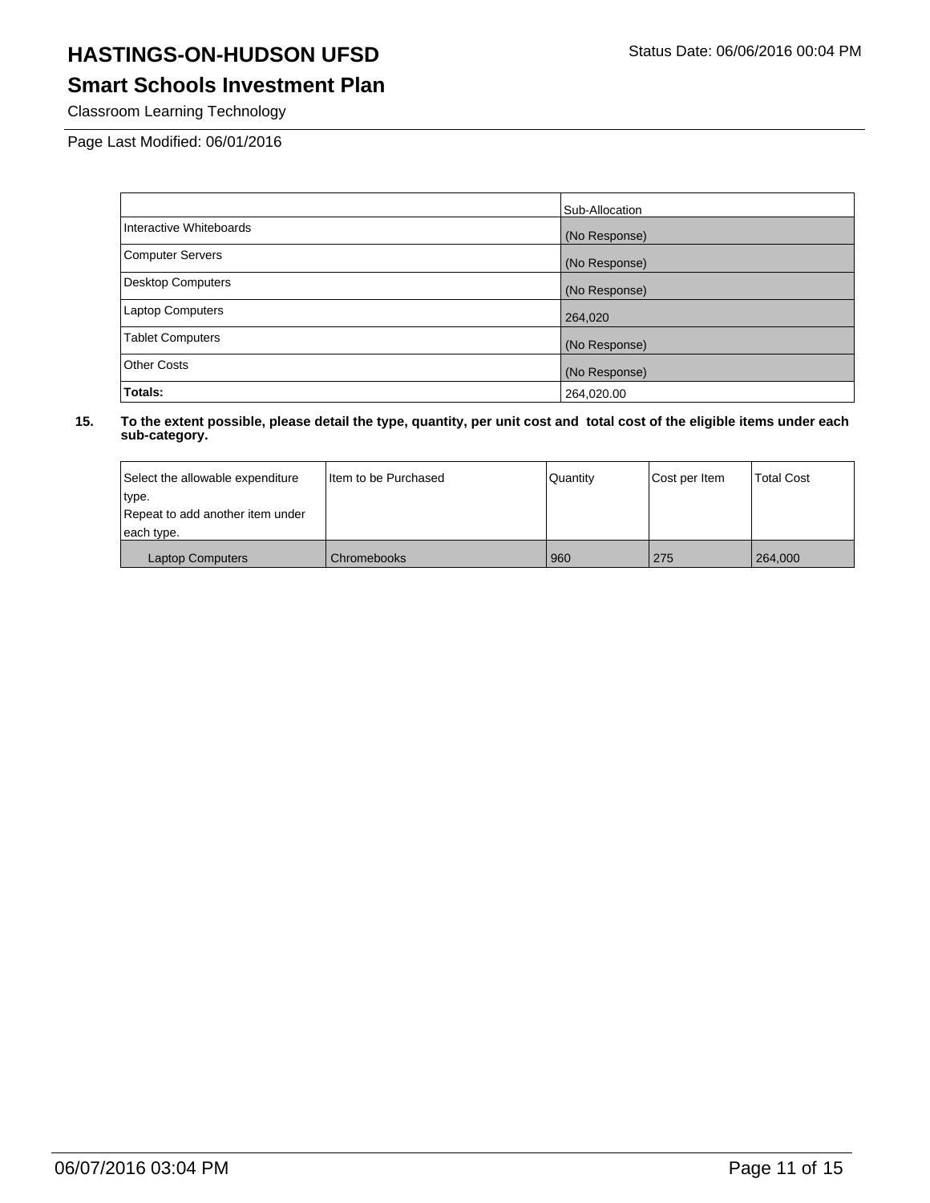# HASTINGS-ON-HUDSON UFSD

## Smart Schools Investment Plan

Classroom Learning Technology

Page Last Modified: 06/01/2016

| | Sub-Allocation |
|---|---|
| Interactive Whiteboards | (No Response) |
| Computer Servers | (No Response) |
| Desktop Computers | (No Response) |
| Laptop Computers | 264,020 |
| Tablet Computers | (No Response) |
| Other Costs | (No Response) |
| **Totals:** | 264,020.00 |

**15. To the extent possible, please detail the type, quantity, per unit cost and total cost of the eligible items under each sub-category.**

| Select the allowable expenditure type. Repeat to add another item under each type. | Item to be Purchased | Quantity | Cost per Item | Total Cost |
|---|---|---|---|---|
| Laptop Computers | Chromebooks | 960 | 275 | 264,000 |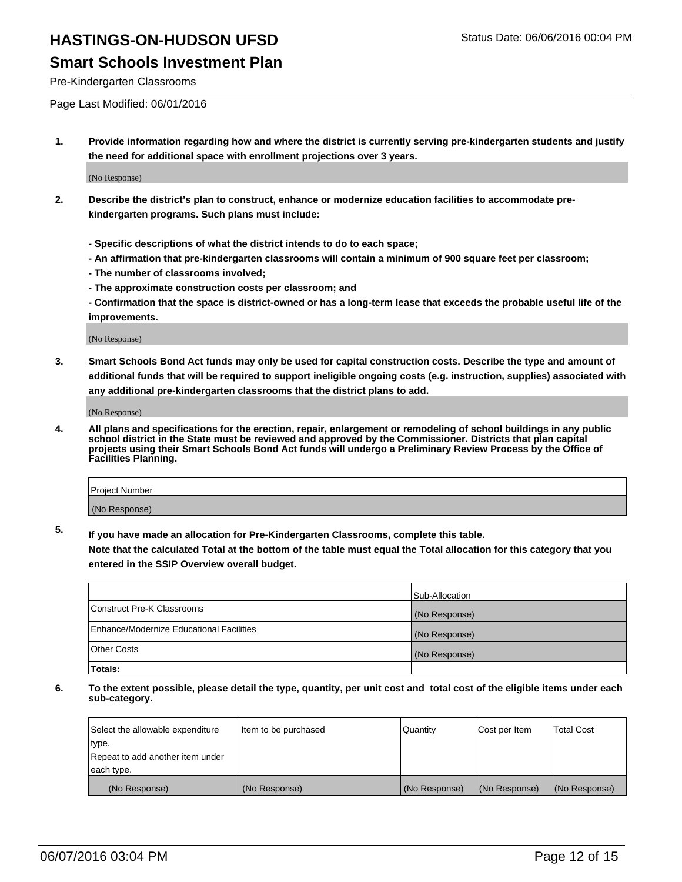# HASTINGS-ON-HUDSON UFSD

Status Date: 06/06/2016 00:04 PM

## Smart Schools Investment Plan

Pre-Kindergarten Classrooms

Page Last Modified: 06/01/2016

**1. Provide information regarding how and where the district is currently serving pre-kindergarten students and justify the need for additional space with enrollment projections over 3 years.**

(No Response)

**2. Describe the district's plan to construct, enhance or modernize education facilities to accommodate pre-kindergarten programs. Such plans must include:**

**- Specific descriptions of what the district intends to do to each space;**
**- An affirmation that pre-kindergarten classrooms will contain a minimum of 900 square feet per classroom;**
**- The number of classrooms involved;**
**- The approximate construction costs per classroom; and**
**- Confirmation that the space is district-owned or has a long-term lease that exceeds the probable useful life of the improvements.**

(No Response)

**3. Smart Schools Bond Act funds may only be used for capital construction costs. Describe the type and amount of additional funds that will be required to support ineligible ongoing costs (e.g. instruction, supplies) associated with any additional pre-kindergarten classrooms that the district plans to add.**

(No Response)

**4. All plans and specifications for the erection, repair, enlargement or remodeling of school buildings in any public school district in the State must be reviewed and approved by the Commissioner. Districts that plan capital projects using their Smart Schools Bond Act funds will undergo a Preliminary Review Process by the Office of Facilities Planning.**

| Project Number |
| --- |
| (No Response) |

**5. If you have made an allocation for Pre-Kindergarten Classrooms, complete this table.**
**Note that the calculated Total at the bottom of the table must equal the Total allocation for this category that you entered in the SSIP Overview overall budget.**

| | Sub-Allocation |
| --- | --- |
| Construct Pre-K Classrooms | (No Response) |
| Enhance/Modernize Educational Facilities | (No Response) |
| Other Costs | (No Response) |
| **Totals:** | |

**6. To the extent possible, please detail the type, quantity, per unit cost and total cost of the eligible items under each sub-category.**

| Select the allowable expenditure type. Repeat to add another item under each type. | Item to be purchased | Quantity | Cost per Item | Total Cost |
| --- | --- | --- | --- | --- |
| (No Response) | (No Response) | (No Response) | (No Response) | (No Response) |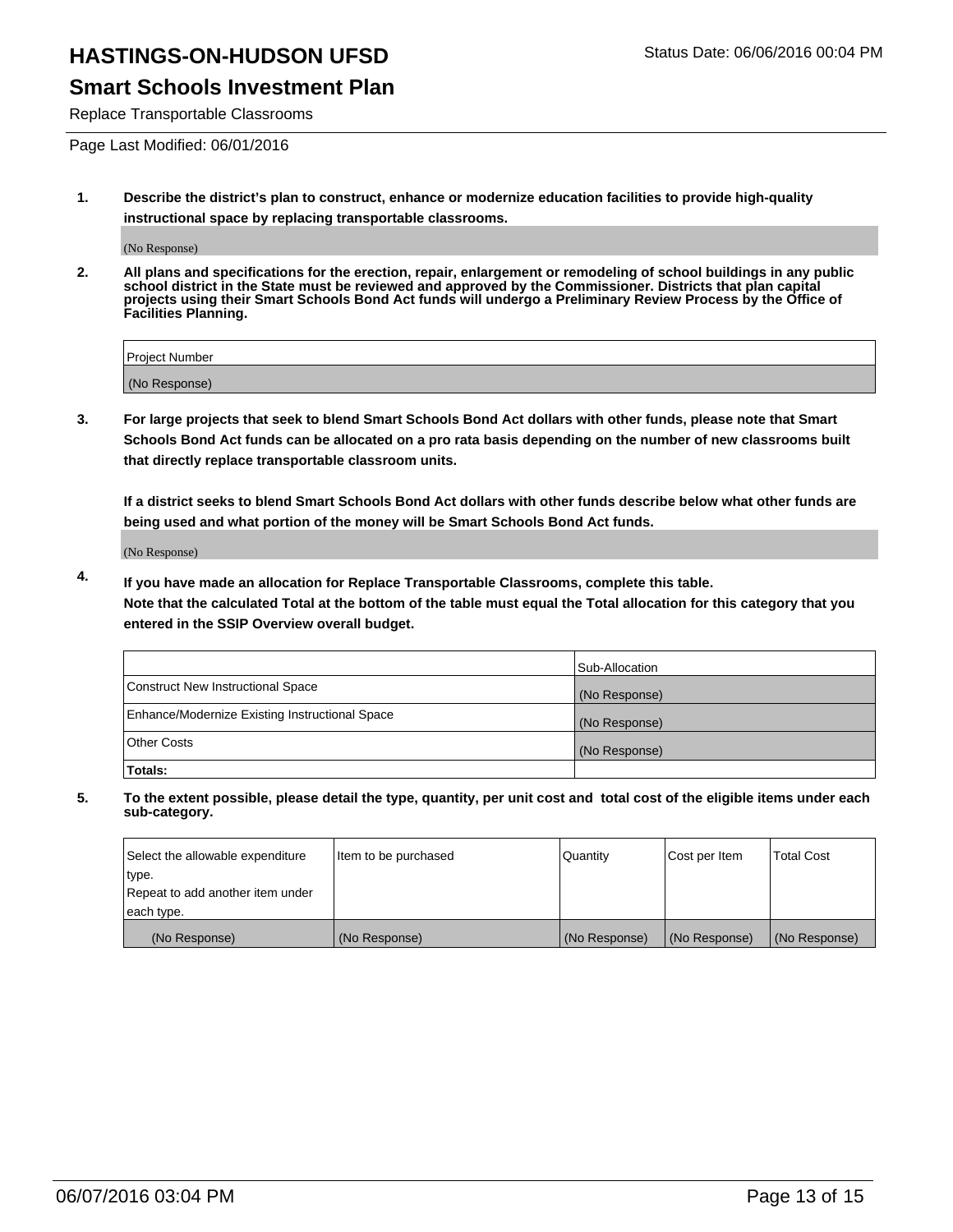# HASTINGS-ON-HUDSON UFSD

Status Date: 06/06/2016 00:04 PM

## Smart Schools Investment Plan

Replace Transportable Classrooms

Page Last Modified: 06/01/2016

**1. Describe the district's plan to construct, enhance or modernize education facilities to provide high-quality instructional space by replacing transportable classrooms.**

(No Response)

**2. All plans and specifications for the erection, repair, enlargement or remodeling of school buildings in any public school district in the State must be reviewed and approved by the Commissioner. Districts that plan capital projects using their Smart Schools Bond Act funds will undergo a Preliminary Review Process by the Office of Facilities Planning.**

| Project Number |
|---|
| (No Response) |

**3. For large projects that seek to blend Smart Schools Bond Act dollars with other funds, please note that Smart Schools Bond Act funds can be allocated on a pro rata basis depending on the number of new classrooms built that directly replace transportable classroom units.**

**If a district seeks to blend Smart Schools Bond Act dollars with other funds describe below what other funds are being used and what portion of the money will be Smart Schools Bond Act funds.**

(No Response)

**4. If you have made an allocation for Replace Transportable Classrooms, complete this table. Note that the calculated Total at the bottom of the table must equal the Total allocation for this category that you entered in the SSIP Overview overall budget.**

| | Sub-Allocation |
|---|---|
| Construct New Instructional Space | (No Response) |
| Enhance/Modernize Existing Instructional Space | (No Response) |
| Other Costs | (No Response) |
| **Totals:** | |

**5. To the extent possible, please detail the type, quantity, per unit cost and total cost of the eligible items under each sub-category.**

| Select the allowable expenditure type. Repeat to add another item under each type. | Item to be purchased | Quantity | Cost per Item | Total Cost |
|---|---|---|---|---|
| (No Response) | (No Response) | (No Response) | (No Response) | (No Response) |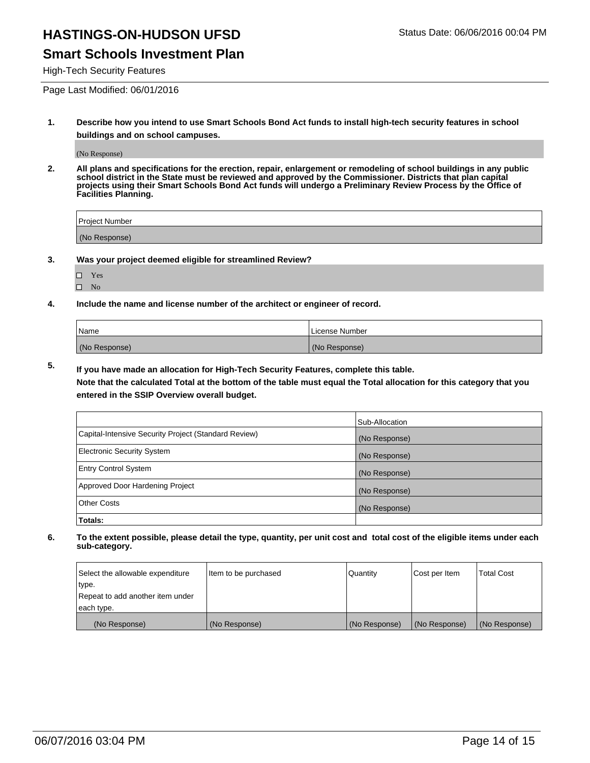# HASTINGS-ON-HUDSON UFSD

Status Date: 06/06/2016 00:04 PM

## Smart Schools Investment Plan

High-Tech Security Features

Page Last Modified: 06/01/2016

**1. Describe how you intend to use Smart Schools Bond Act funds to install high-tech security features in school buildings and on school campuses.**

(No Response)

**2. All plans and specifications for the erection, repair, enlargement or remodeling of school buildings in any public school district in the State must be reviewed and approved by the Commissioner. Districts that plan capital projects using their Smart Schools Bond Act funds will undergo a Preliminary Review Process by the Office of Facilities Planning.**

| Project Number |
| --- |
| (No Response) |

**3. Was your project deemed eligible for streamlined Review?**

- ☐ Yes
- ☐ No

**4. Include the name and license number of the architect or engineer of record.**

| Name | License Number |
| --- | --- |
| (No Response) | (No Response) |

**5. If you have made an allocation for High-Tech Security Features, complete this table.**
**Note that the calculated Total at the bottom of the table must equal the Total allocation for this category that you entered in the SSIP Overview overall budget.**

| | Sub-Allocation |
| --- | --- |
| Capital-Intensive Security Project (Standard Review) | (No Response) |
| Electronic Security System | (No Response) |
| Entry Control System | (No Response) |
| Approved Door Hardening Project | (No Response) |
| Other Costs | (No Response) |
| **Totals:** | |

**6. To the extent possible, please detail the type, quantity, per unit cost and total cost of the eligible items under each sub-category.**

| Select the allowable expenditure type. Repeat to add another item under each type. | Item to be purchased | Quantity | Cost per Item | Total Cost |
| --- | --- | --- | --- | --- |
| (No Response) | (No Response) | (No Response) | (No Response) | (No Response) |